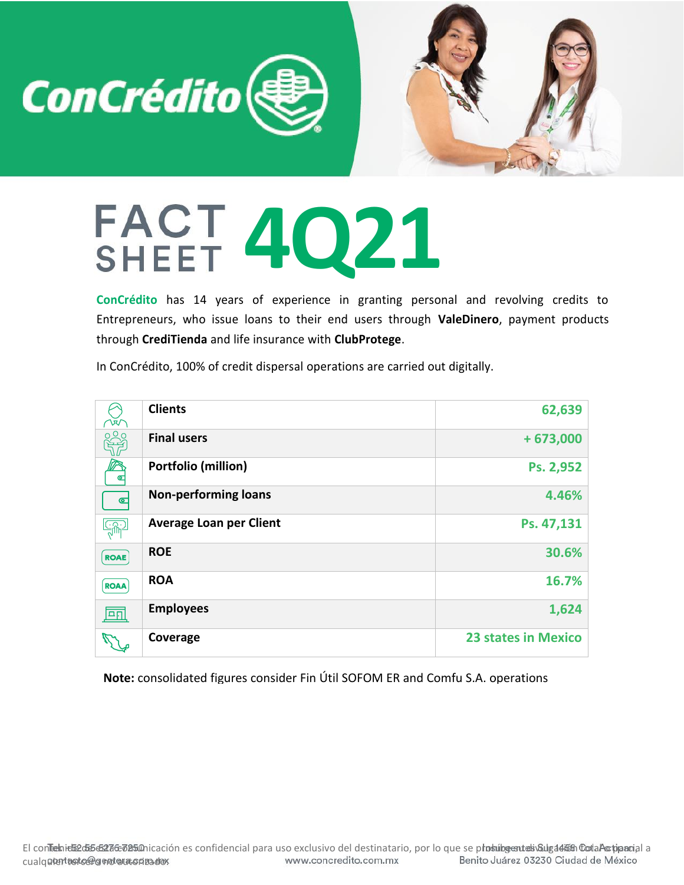# FACT SHEET 4Q21

**ConCrédito** has 14 years of experience in granting personal and revolving credits to Entrepreneurs, who issue loans to their end users through **ValeDinero**, payment products through **CrediTienda** and life insurance with **ClubProtege**.

In ConCrédito, 100% of credit dispersal operations are carried out digitally.

| | | |
|---|---|---|
| | **Clients** | **62,639** |
| | **Final users** | **+ 673,000** |
| | **Portfolio (million)** | **Ps. 2,952** |
| | **Non-performing loans** | **4.46%** |
| | **Average Loan per Client** | **Ps. 47,131** |
| ROAE | **ROE** | **30.6%** |
| ROAA | **ROA** | **16.7%** |
| | **Employees** | **1,624** |
| | **Coverage** | **23 states in Mexico** |

**Note:** consolidated figures consider Fin Útil SOFOM ER and Comfu S.A. operations

El contenido de esta comunicación es confidencial para uso exclusivo del destinatario, por lo que se prohíbe su divulgación total o parcial a cualquier tercero no autorizado

Tel. +52 55 5276 7250
contacto@gentera.com.mx
www.concredito.com.mx
Insurgentes Sur 1458 Col. Actipan
Benito Juárez 03230 Ciudad de México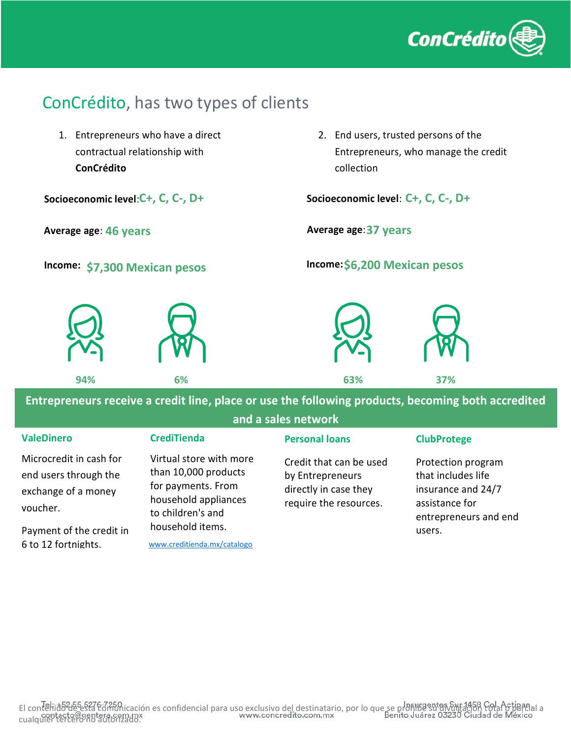# ConCrédito, has two types of clients

1. Entrepreneurs who have a direct contractual relationship with **ConCrédito**

**Socioeconomic level**: C+, C, C-, D+

**Average age**: 46 years

**Income:** $7,300 Mexican pesos

94%

6%

2. End users, trusted persons of the Entrepreneurs, who manage the credit collection

**Socioeconomic level**: C+, C, C-, D+

**Average age**: 37 years

**Income:** $6,200 Mexican pesos

63%

37%

## Entrepreneurs receive a credit line, place or use the following products, becoming both accredited and a sales network

### ValeDinero

Microcredit in cash for end users through the exchange of a money voucher.

Payment of the credit in 6 to 12 fortnights.

### CrediTienda

Virtual store with more than 10,000 products for payments. From household appliances to children's and household items.

www.creditienda.mx/catalogo

### Personal loans

Credit that can be used by Entrepreneurs directly in case they require the resources.

### ClubProtege

Protection program that includes life insurance and 24/7 assistance for entrepreneurs and end users.

Tel: +52 55 5276 7250
contacto@gentera.com.mx

www.concredito.com.mx

Insurgentes Sur 1458 Col. Actipan
Benito Juárez 03230 Ciudad de México

El contenido de esta comunicación es confidencial para uso exclusivo del destinatario, por lo que se prohíbe su divulgación total o parcial a cualquier tercero no autorizado.